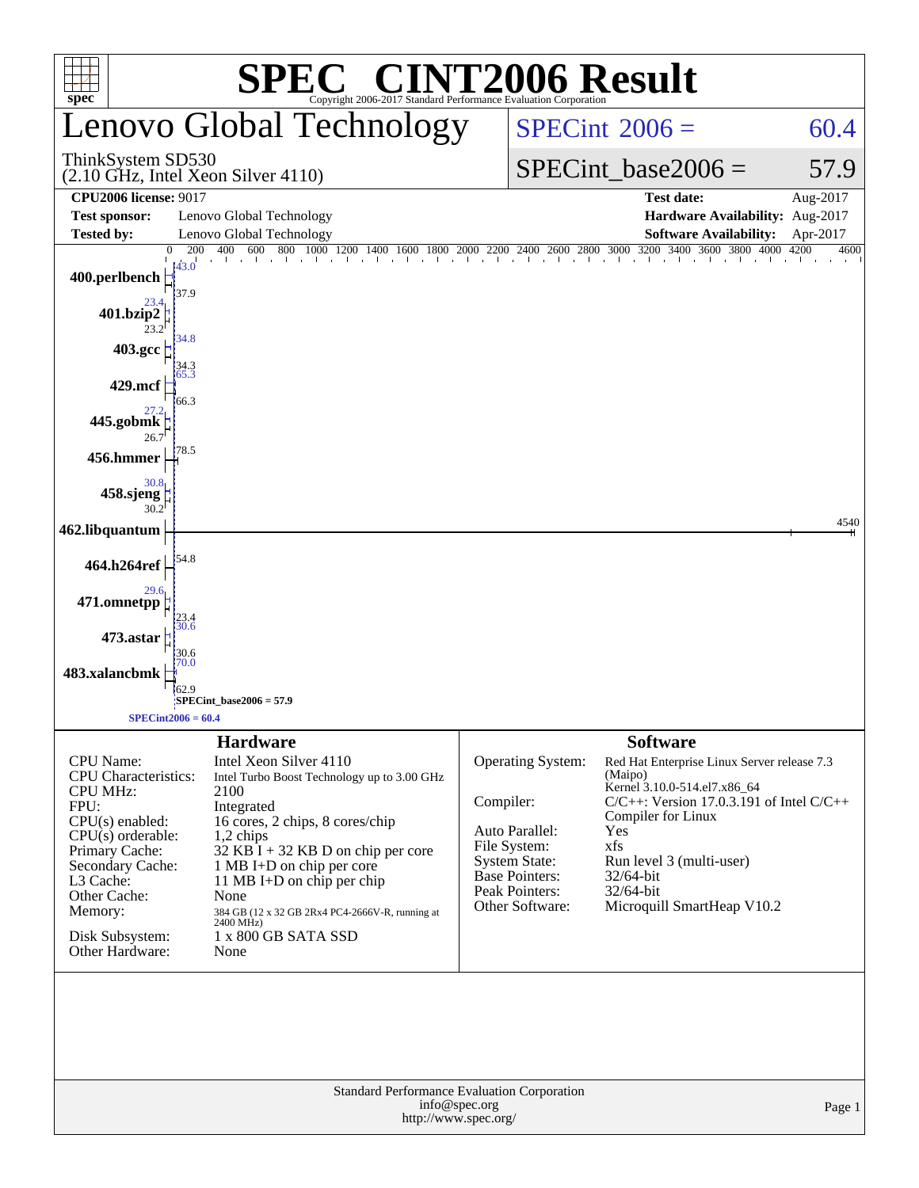# SPEC® CINT2006 Result

Copyright 2006-2017 Standard Performance Evaluation Corporation

## Lenovo Global Technology

ThinkSystem SD530
(2.10 GHz, Intel Xeon Silver 4110)

SPECint 2006 = 60.4

SPECint_base2006 = 57.9

| | | | |
|---|---|---|---|
| **CPU2006 license:** 9017 | | **Test date:** | Aug-2017 |
| **Test sponsor:** | Lenovo Global Technology | **Hardware Availability:** | Aug-2017 |
| **Tested by:** | Lenovo Global Technology | **Software Availability:** | Apr-2017 |

| Benchmark | Peak | Base |
|---|---|---|
| 400.perlbench | 43.0 | 37.9 |
| 401.bzip2 | 23.4 | 23.2 |
| 403.gcc | 34.8 | 34.3 |
| 429.mcf | 65.3 | 66.3 |
| 445.gobmk | 27.2 | 26.7 |
| 456.hmmer | 78.5 | |
| 458.sjeng | 30.8 | 30.2 |
| 462.libquantum | 4540 | |
| 464.h264ref | 54.8 | |
| 471.omnetpp | 29.6 | 23.4 |
| 473.astar | 30.6 | 30.6 |
| 483.xalancbmk | 70.0 | 62.9 |

SPECint_base2006 = 57.9

SPECint2006 = 60.4

### Hardware

| | |
|---|---|
| CPU Name: | Intel Xeon Silver 4110 |
| CPU Characteristics: | Intel Turbo Boost Technology up to 3.00 GHz |
| CPU MHz: | 2100 |
| FPU: | Integrated |
| CPU(s) enabled: | 16 cores, 2 chips, 8 cores/chip |
| CPU(s) orderable: | 1,2 chips |
| Primary Cache: | 32 KB I + 32 KB D on chip per core |
| Secondary Cache: | 1 MB I+D on chip per core |
| L3 Cache: | 11 MB I+D on chip per chip |
| Other Cache: | None |
| Memory: | 384 GB (12 x 32 GB 2Rx4 PC4-2666V-R, running at 2400 MHz) |
| Disk Subsystem: | 1 x 800 GB SATA SSD |
| Other Hardware: | None |

### Software

| | |
|---|---|
| Operating System: | Red Hat Enterprise Linux Server release 7.3 (Maipo) Kernel 3.10.0-514.el7.x86_64 |
| Compiler: | C/C++: Version 17.0.3.191 of Intel C/C++ Compiler for Linux |
| Auto Parallel: | Yes |
| File System: | xfs |
| System State: | Run level 3 (multi-user) |
| Base Pointers: | 32/64-bit |
| Peak Pointers: | 32/64-bit |
| Other Software: | Microquill SmartHeap V10.2 |

Standard Performance Evaluation Corporation
info@spec.org
http://www.spec.org/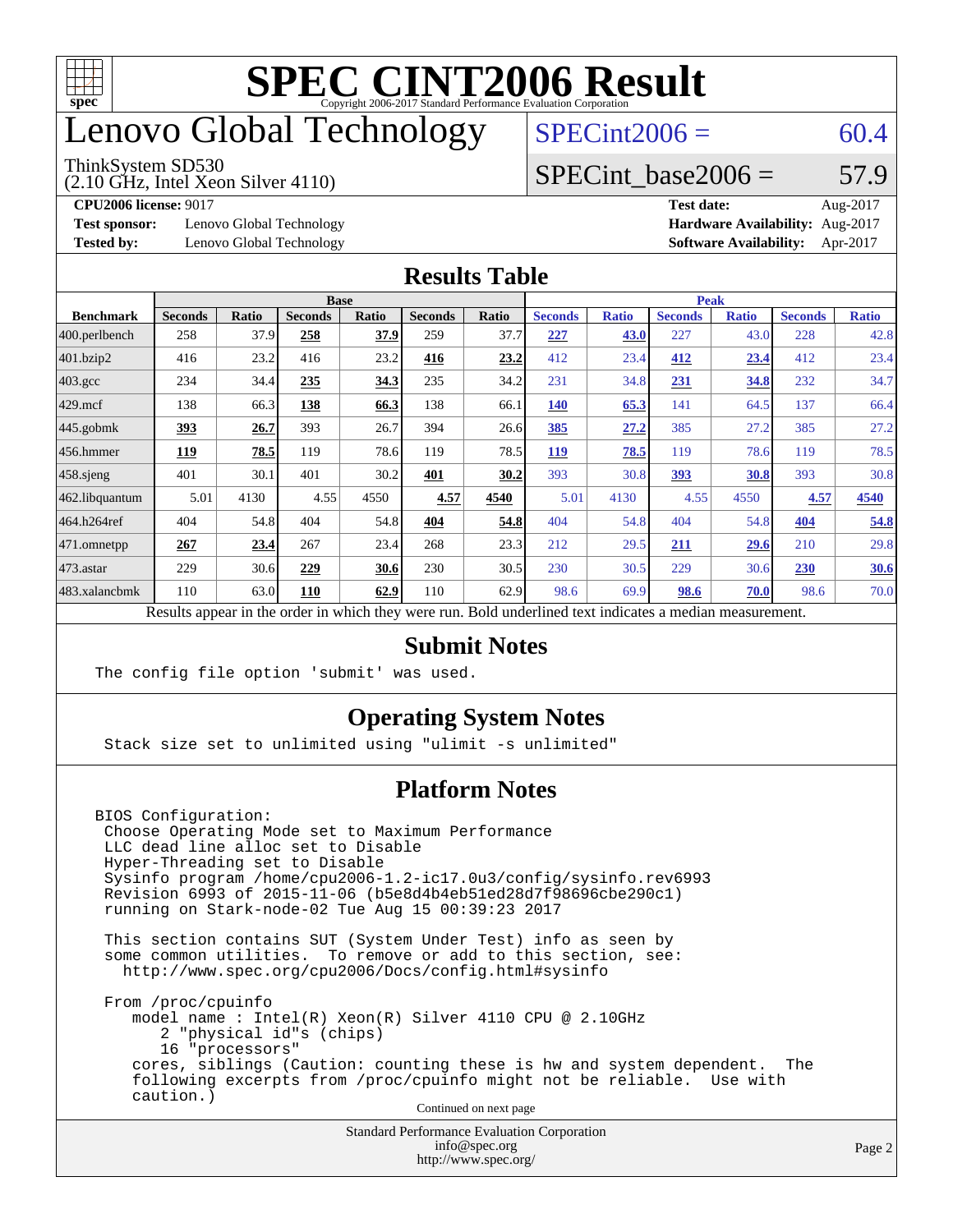# SPEC CINT2006 Result

Copyright 2006-2017 Standard Performance Evaluation Corporation

# Lenovo Global Technology

ThinkSystem SD530
(2.10 GHz, Intel Xeon Silver 4110)

SPECint2006 = 60.4

SPECint_base2006 = 57.9

**CPU2006 license:** 9017
**Test sponsor:** Lenovo Global Technology
**Tested by:** Lenovo Global Technology

**Test date:** Aug-2017
**Hardware Availability:** Aug-2017
**Software Availability:** Apr-2017

## Results Table

| Benchmark | Base | | | | | | Peak | | | | | |
|---|---|---|---|---|---|---|---|---|---|---|---|---|
| | Seconds | Ratio | Seconds | Ratio | Seconds | Ratio | Seconds | Ratio | Seconds | Ratio | Seconds | Ratio |
| 400.perlbench | 258 | 37.9 | **258** | **37.9** | 259 | 37.7 | **227** | **43.0** | 227 | 43.0 | 228 | 42.8 |
| 401.bzip2 | 416 | 23.2 | 416 | 23.2 | **416** | **23.2** | 412 | 23.4 | **412** | **23.4** | 412 | 23.4 |
| 403.gcc | 234 | 34.4 | **235** | **34.3** | 235 | 34.2 | 231 | 34.8 | **231** | **34.8** | 232 | 34.7 |
| 429.mcf | 138 | 66.3 | **138** | **66.3** | 138 | 66.1 | **140** | **65.3** | 141 | 64.5 | 137 | 66.4 |
| 445.gobmk | **393** | **26.7** | 393 | 26.7 | 394 | 26.6 | **385** | **27.2** | 385 | 27.2 | 385 | 27.2 |
| 456.hmmer | **119** | **78.5** | 119 | 78.6 | 119 | 78.5 | **119** | **78.5** | 119 | 78.6 | 119 | 78.5 |
| 458.sjeng | 401 | 30.1 | 401 | 30.2 | **401** | **30.2** | 393 | 30.8 | **393** | **30.8** | 393 | 30.8 |
| 462.libquantum | 5.01 | 4130 | 4.55 | 4550 | **4.57** | **4540** | 5.01 | 4130 | 4.55 | 4550 | **4.57** | **4540** |
| 464.h264ref | 404 | 54.8 | 404 | 54.8 | **404** | **54.8** | 404 | 54.8 | 404 | 54.8 | **404** | **54.8** |
| 471.omnetpp | **267** | **23.4** | 267 | 23.4 | 268 | 23.3 | 212 | 29.5 | **211** | **29.6** | 210 | 29.8 |
| 473.astar | 229 | 30.6 | **229** | **30.6** | 230 | 30.5 | 230 | 30.5 | 229 | 30.6 | **230** | **30.6** |
| 483.xalancbmk | 110 | 63.0 | **110** | **62.9** | 110 | 62.9 | 98.6 | 69.9 | **98.6** | **70.0** | 98.6 | 70.0 |

Results appear in the order in which they were run. Bold underlined text indicates a median measurement.

## Submit Notes

```
The config file option 'submit' was used.
```

## Operating System Notes

```
Stack size set to unlimited using "ulimit -s unlimited"
```

## Platform Notes

```
BIOS Configuration:
 Choose Operating Mode set to Maximum Performance
 LLC dead line alloc set to Disable
 Hyper-Threading set to Disable
 Sysinfo program /home/cpu2006-1.2-ic17.0u3/config/sysinfo.rev6993
 Revision 6993 of 2015-11-06 (b5e8d4b4eb51ed28d7f98696cbe290c1)
 running on Stark-node-02 Tue Aug 15 00:39:23 2017

 This section contains SUT (System Under Test) info as seen by
 some common utilities.  To remove or add to this section, see:
   http://www.spec.org/cpu2006/Docs/config.html#sysinfo

 From /proc/cpuinfo
    model name : Intel(R) Xeon(R) Silver 4110 CPU @ 2.10GHz
       2 "physical id"s (chips)
       16 "processors"
    cores, siblings (Caution: counting these is hw and system dependent.  The
    following excerpts from /proc/cpuinfo might not be reliable.  Use with
    caution.)
```

Continued on next page

Standard Performance Evaluation Corporation
info@spec.org
http://www.spec.org/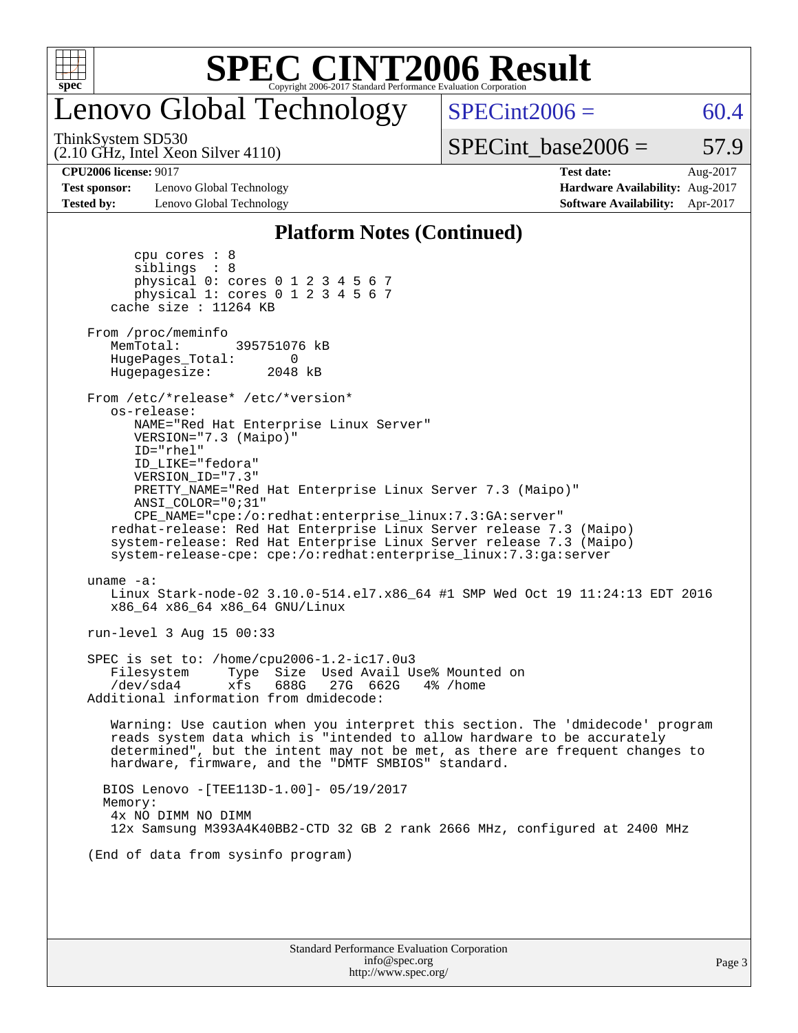# SPEC CINT2006 Result

Copyright 2006-2017 Standard Performance Evaluation Corporation

## Lenovo Global Technology

ThinkSystem SD530
(2.10 GHz, Intel Xeon Silver 4110)

SPECint2006 = 60.4

SPECint_base2006 = 57.9

**CPU2006 license:** 9017
**Test sponsor:** Lenovo Global Technology
**Tested by:** Lenovo Global Technology

**Test date:** Aug-2017
**Hardware Availability:** Aug-2017
**Software Availability:** Apr-2017

### Platform Notes (Continued)

```
        cpu cores : 8
        siblings  : 8
        physical 0: cores 0 1 2 3 4 5 6 7
        physical 1: cores 0 1 2 3 4 5 6 7
     cache size : 11264 KB

  From /proc/meminfo
     MemTotal:       395751076 kB
     HugePages_Total:       0
     Hugepagesize:       2048 kB

  From /etc/*release* /etc/*version*
     os-release:
        NAME="Red Hat Enterprise Linux Server"
        VERSION="7.3 (Maipo)"
        ID="rhel"
        ID_LIKE="fedora"
        VERSION_ID="7.3"
        PRETTY_NAME="Red Hat Enterprise Linux Server 7.3 (Maipo)"
        ANSI_COLOR="0;31"
        CPE_NAME="cpe:/o:redhat:enterprise_linux:7.3:GA:server"
     redhat-release: Red Hat Enterprise Linux Server release 7.3 (Maipo)
     system-release: Red Hat Enterprise Linux Server release 7.3 (Maipo)
     system-release-cpe: cpe:/o:redhat:enterprise_linux:7.3:ga:server

  uname -a:
     Linux Stark-node-02 3.10.0-514.el7.x86_64 #1 SMP Wed Oct 19 11:24:13 EDT 2016
     x86_64 x86_64 x86_64 GNU/Linux

  run-level 3 Aug 15 00:33

  SPEC is set to: /home/cpu2006-1.2-ic17.0u3
     Filesystem     Type  Size  Used Avail Use% Mounted on
     /dev/sda4      xfs   688G   27G  662G   4% /home
  Additional information from dmidecode:

     Warning: Use caution when you interpret this section. The 'dmidecode' program
     reads system data which is "intended to allow hardware to be accurately
     determined", but the intent may not be met, as there are frequent changes to
     hardware, firmware, and the "DMTF SMBIOS" standard.

    BIOS Lenovo -[TEE113D-1.00]- 05/19/2017
    Memory:
     4x NO DIMM NO DIMM
     12x Samsung M393A4K40BB2-CTD 32 GB 2 rank 2666 MHz, configured at 2400 MHz

  (End of data from sysinfo program)
```

Standard Performance Evaluation Corporation
info@spec.org
http://www.spec.org/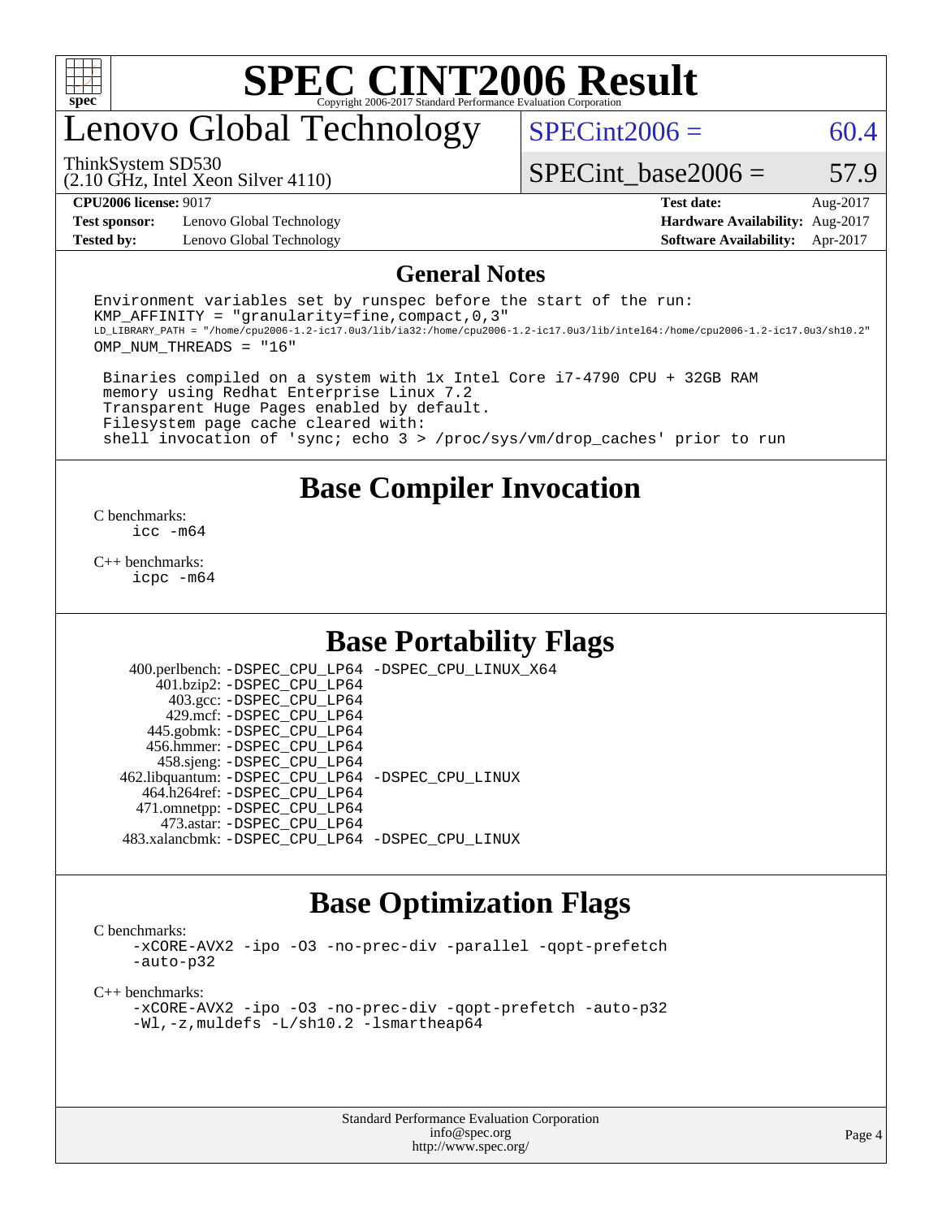# SPEC CINT2006 Result

Copyright 2006-2017 Standard Performance Evaluation Corporation

# Lenovo Global Technology

ThinkSystem SD530
(2.10 GHz, Intel Xeon Silver 4110)

SPECint2006 = 60.4

SPECint_base2006 = 57.9

**CPU2006 license:** 9017
**Test sponsor:** Lenovo Global Technology
**Tested by:** Lenovo Global Technology

**Test date:** Aug-2017
**Hardware Availability:** Aug-2017
**Software Availability:** Apr-2017

## General Notes

```
Environment variables set by runspec before the start of the run:
KMP_AFFINITY = "granularity=fine,compact,0,3"
LD_LIBRARY_PATH = "/home/cpu2006-1.2-ic17.0u3/lib/ia32:/home/cpu2006-1.2-ic17.0u3/lib/intel64:/home/cpu2006-1.2-ic17.0u3/sh10.2"
OMP_NUM_THREADS = "16"

 Binaries compiled on a system with 1x Intel Core i7-4790 CPU + 32GB RAM
 memory using Redhat Enterprise Linux 7.2
 Transparent Huge Pages enabled by default.
 Filesystem page cache cleared with:
 shell invocation of 'sync; echo 3 > /proc/sys/vm/drop_caches' prior to run
```

## Base Compiler Invocation

C benchmarks:
icc -m64

C++ benchmarks:
icpc -m64

## Base Portability Flags

400.perlbench: -DSPEC_CPU_LP64 -DSPEC_CPU_LINUX_X64
401.bzip2: -DSPEC_CPU_LP64
403.gcc: -DSPEC_CPU_LP64
429.mcf: -DSPEC_CPU_LP64
445.gobmk: -DSPEC_CPU_LP64
456.hmmer: -DSPEC_CPU_LP64
458.sjeng: -DSPEC_CPU_LP64
462.libquantum: -DSPEC_CPU_LP64 -DSPEC_CPU_LINUX
464.h264ref: -DSPEC_CPU_LP64
471.omnetpp: -DSPEC_CPU_LP64
473.astar: -DSPEC_CPU_LP64
483.xalancbmk: -DSPEC_CPU_LP64 -DSPEC_CPU_LINUX

## Base Optimization Flags

C benchmarks:
-xCORE-AVX2 -ipo -O3 -no-prec-div -parallel -qopt-prefetch
-auto-p32

C++ benchmarks:
-xCORE-AVX2 -ipo -O3 -no-prec-div -qopt-prefetch -auto-p32
-Wl,-z,muldefs -L/sh10.2 -lsmartheap64

Standard Performance Evaluation Corporation
info@spec.org
http://www.spec.org/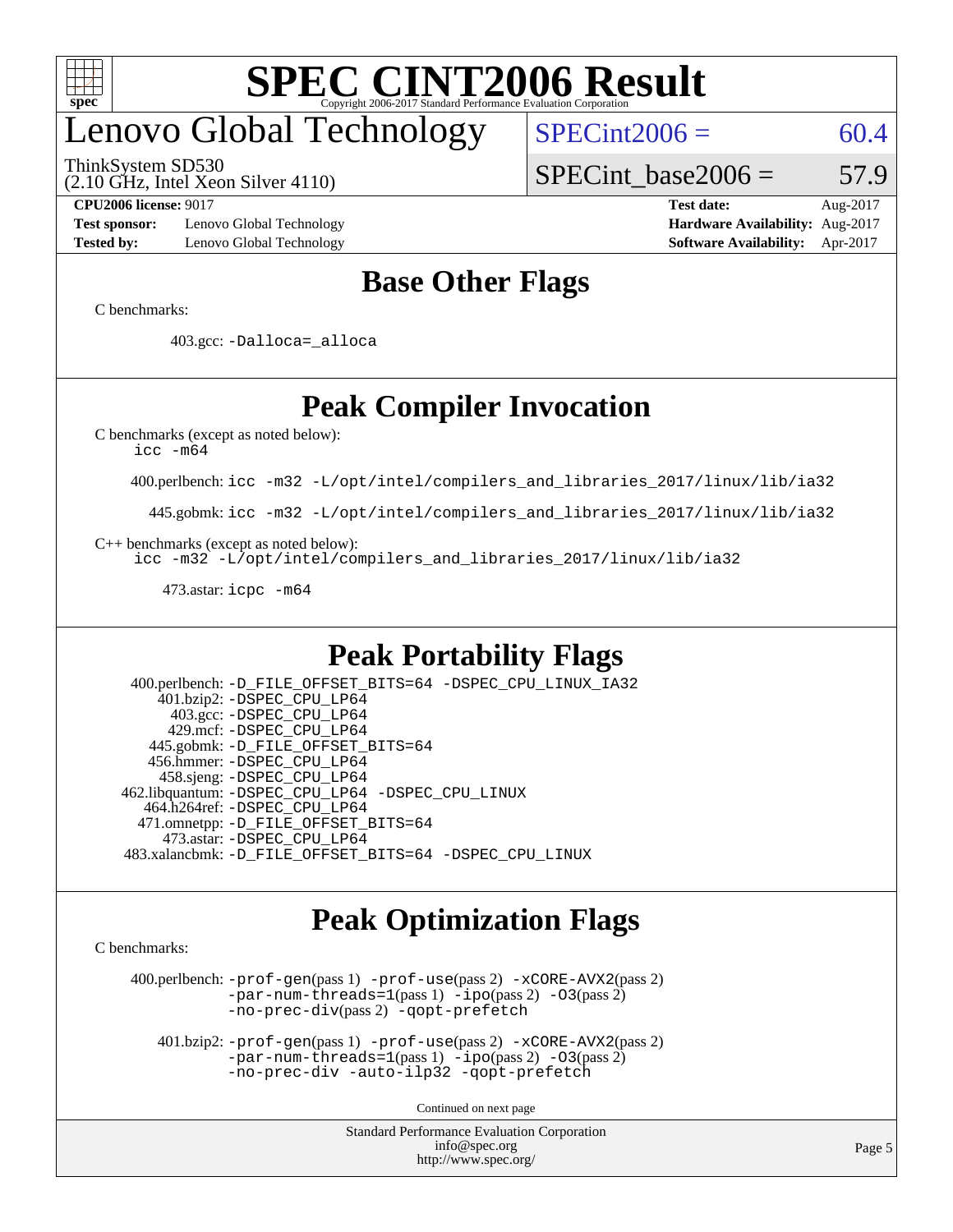# SPEC CINT2006 Result

Copyright 2006-2017 Standard Performance Evaluation Corporation

## Lenovo Global Technology

ThinkSystem SD530
(2.10 GHz, Intel Xeon Silver 4110)

SPECint2006 = 60.4

SPECint_base2006 = 57.9

**CPU2006 license:** 9017
**Test sponsor:** Lenovo Global Technology
**Tested by:** Lenovo Global Technology
**Test date:** Aug-2017
**Hardware Availability:** Aug-2017
**Software Availability:** Apr-2017

## Base Other Flags

C benchmarks:

403.gcc: `-Dalloca=_alloca`

## Peak Compiler Invocation

C benchmarks (except as noted below):
`icc -m64`

400.perlbench: `icc -m32 -L/opt/intel/compilers_and_libraries_2017/linux/lib/ia32`

445.gobmk: `icc -m32 -L/opt/intel/compilers_and_libraries_2017/linux/lib/ia32`

C++ benchmarks (except as noted below):
`icc -m32 -L/opt/intel/compilers_and_libraries_2017/linux/lib/ia32`

473.astar: `icpc -m64`

## Peak Portability Flags

400.perlbench: `-D_FILE_OFFSET_BITS=64 -DSPEC_CPU_LINUX_IA32`
401.bzip2: `-DSPEC_CPU_LP64`
403.gcc: `-DSPEC_CPU_LP64`
429.mcf: `-DSPEC_CPU_LP64`
445.gobmk: `-D_FILE_OFFSET_BITS=64`
456.hmmer: `-DSPEC_CPU_LP64`
458.sjeng: `-DSPEC_CPU_LP64`
462.libquantum: `-DSPEC_CPU_LP64 -DSPEC_CPU_LINUX`
464.h264ref: `-DSPEC_CPU_LP64`
471.omnetpp: `-D_FILE_OFFSET_BITS=64`
473.astar: `-DSPEC_CPU_LP64`
483.xalancbmk: `-D_FILE_OFFSET_BITS=64 -DSPEC_CPU_LINUX`

## Peak Optimization Flags

C benchmarks:

400.perlbench: `-prof-gen`(pass 1) `-prof-use`(pass 2) `-xCORE-AVX2`(pass 2) `-par-num-threads=1`(pass 1) `-ipo`(pass 2) `-O3`(pass 2) `-no-prec-div`(pass 2) `-qopt-prefetch`

401.bzip2: `-prof-gen`(pass 1) `-prof-use`(pass 2) `-xCORE-AVX2`(pass 2) `-par-num-threads=1`(pass 1) `-ipo`(pass 2) `-O3`(pass 2) `-no-prec-div -auto-ilp32 -qopt-prefetch`

Continued on next page

Standard Performance Evaluation Corporation
info@spec.org
http://www.spec.org/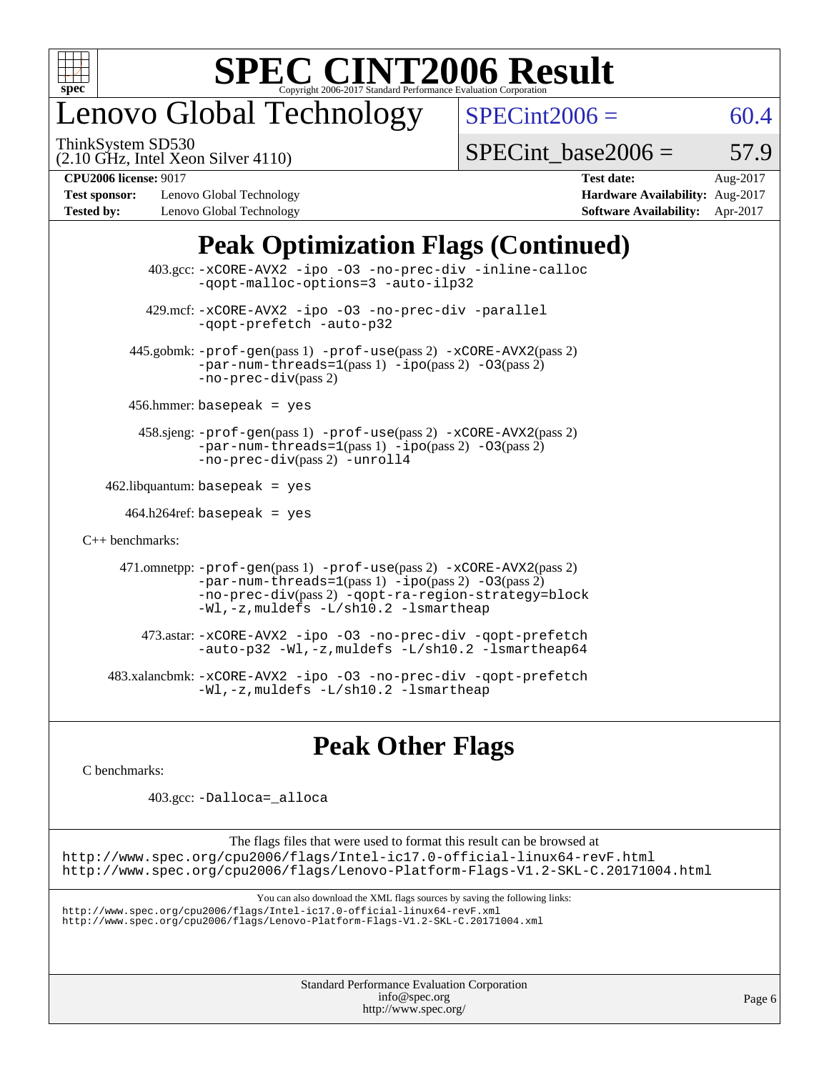# Lenovo Global Technology

ThinkSystem SD530
(2.10 GHz, Intel Xeon Silver 4110)

SPECint2006 = 60.4

SPECint_base2006 = 57.9

**CPU2006 license:** 9017
**Test sponsor:** Lenovo Global Technology
**Tested by:** Lenovo Global Technology

**Test date:** Aug-2017
**Hardware Availability:** Aug-2017
**Software Availability:** Apr-2017

## Peak Optimization Flags (Continued)

403.gcc: -xCORE-AVX2 -ipo -O3 -no-prec-div -inline-calloc -qopt-malloc-options=3 -auto-ilp32

429.mcf: -xCORE-AVX2 -ipo -O3 -no-prec-div -parallel -qopt-prefetch -auto-p32

445.gobmk: -prof-gen(pass 1) -prof-use(pass 2) -xCORE-AVX2(pass 2) -par-num-threads=1(pass 1) -ipo(pass 2) -O3(pass 2) -no-prec-div(pass 2)

456.hmmer: basepeak = yes

458.sjeng: -prof-gen(pass 1) -prof-use(pass 2) -xCORE-AVX2(pass 2) -par-num-threads=1(pass 1) -ipo(pass 2) -O3(pass 2) -no-prec-div(pass 2) -unroll4

462.libquantum: basepeak = yes

464.h264ref: basepeak = yes

C++ benchmarks:

471.omnetpp: -prof-gen(pass 1) -prof-use(pass 2) -xCORE-AVX2(pass 2) -par-num-threads=1(pass 1) -ipo(pass 2) -O3(pass 2) -no-prec-div(pass 2) -qopt-ra-region-strategy=block -Wl,-z,muldefs -L/sh10.2 -lsmartheap

473.astar: -xCORE-AVX2 -ipo -O3 -no-prec-div -qopt-prefetch -auto-p32 -Wl,-z,muldefs -L/sh10.2 -lsmartheap64

483.xalancbmk: -xCORE-AVX2 -ipo -O3 -no-prec-div -qopt-prefetch -Wl,-z,muldefs -L/sh10.2 -lsmartheap

## Peak Other Flags

C benchmarks:

403.gcc: -Dalloca=_alloca

The flags files that were used to format this result can be browsed at
http://www.spec.org/cpu2006/flags/Intel-ic17.0-official-linux64-revF.html
http://www.spec.org/cpu2006/flags/Lenovo-Platform-Flags-V1.2-SKL-C.20171004.html

You can also download the XML flags sources by saving the following links:
http://www.spec.org/cpu2006/flags/Intel-ic17.0-official-linux64-revF.xml
http://www.spec.org/cpu2006/flags/Lenovo-Platform-Flags-V1.2-SKL-C.20171004.xml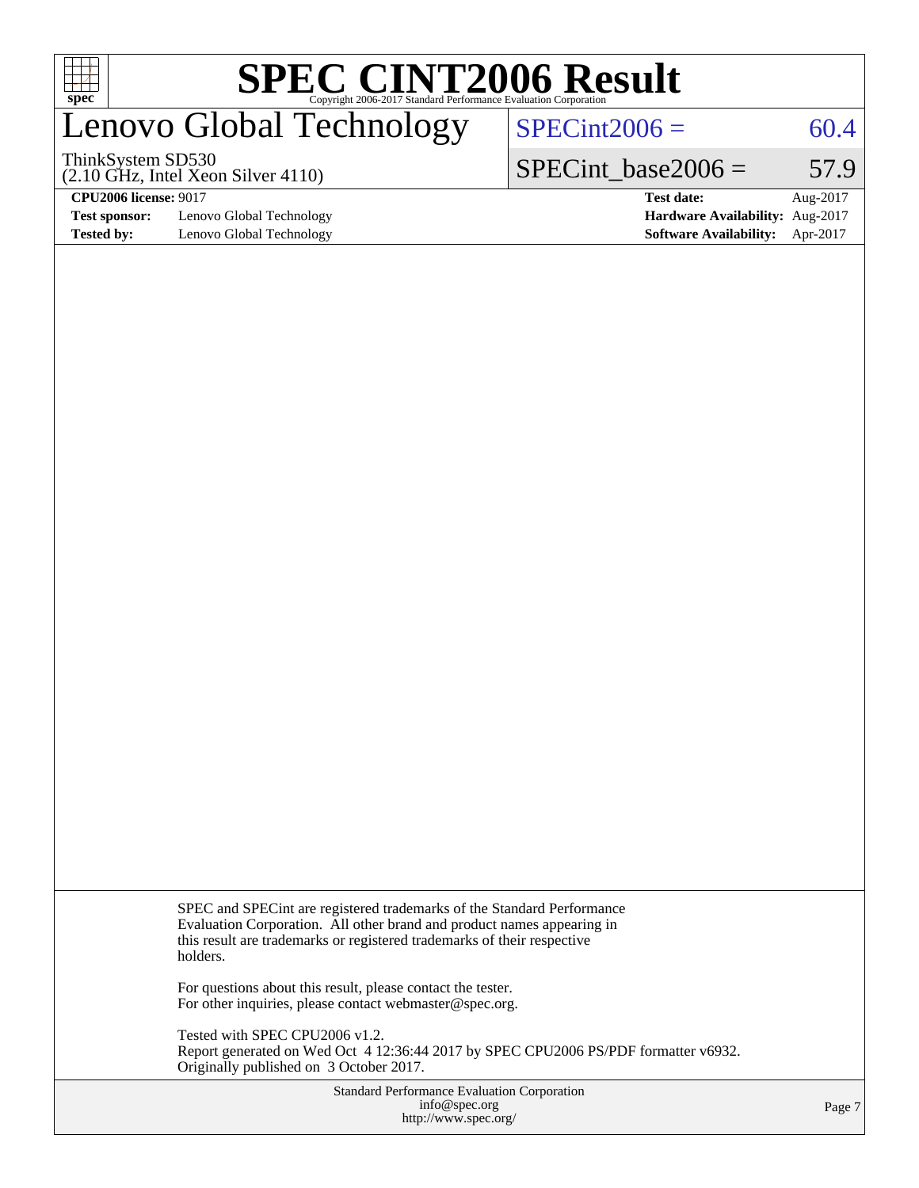SPEC and SPECint are registered trademarks of the Standard Performance Evaluation Corporation. All other brand and product names appearing in this result are trademarks or registered trademarks of their respective holders.

For questions about this result, please contact the tester.
For other inquiries, please contact webmaster@spec.org.

Tested with SPEC CPU2006 v1.2.
Report generated on Wed Oct 4 12:36:44 2017 by SPEC CPU2006 PS/PDF formatter v6932.
Originally published on 3 October 2017.